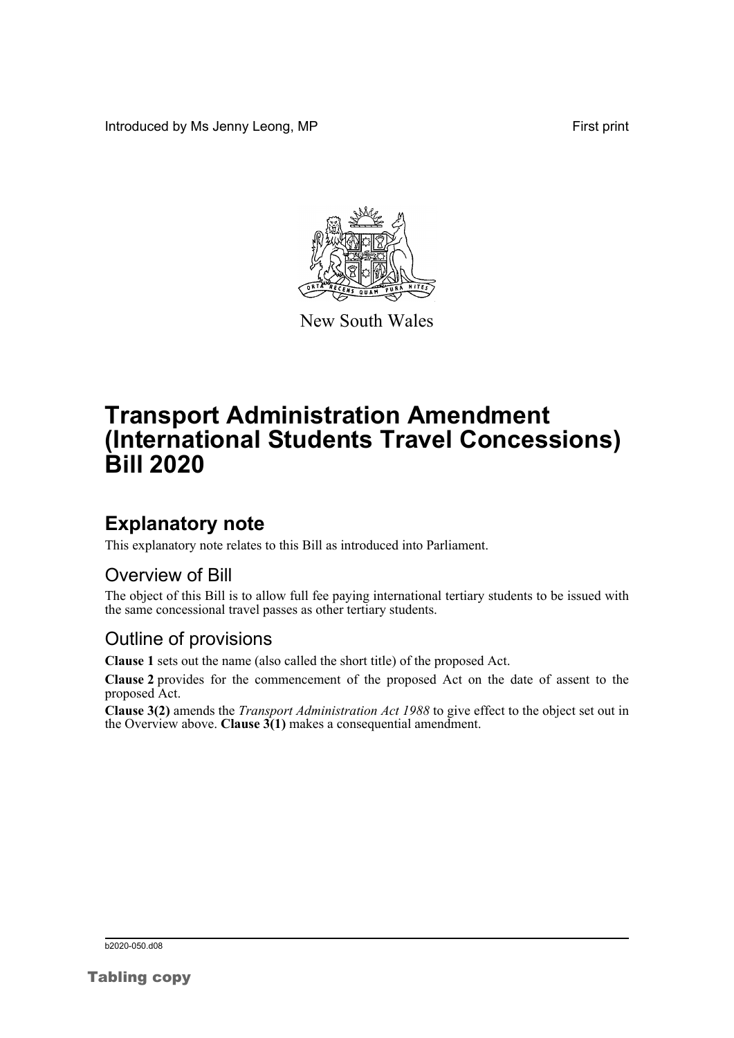Introduced by Ms Jenny Leong, MP First print

New South Wales

# Transport Administration Amendment (International Students Travel Concessions) Bill 2020

## Explanatory note

This explanatory note relates to this Bill as introduced into Parliament.

### Overview of Bill

The object of this Bill is to allow full fee paying international tertiary students to be issued with the same concessional travel passes as other tertiary students.

### Outline of provisions

**Clause 1** sets out the name (also called the short title) of the proposed Act.

**Clause 2** provides for the commencement of the proposed Act on the date of assent to the proposed Act.

**Clause 3(2)** amends the *Transport Administration Act 1988* to give effect to the object set out in the Overview above. **Clause 3(1)** makes a consequential amendment.

b2020-050.d08

Tabling copy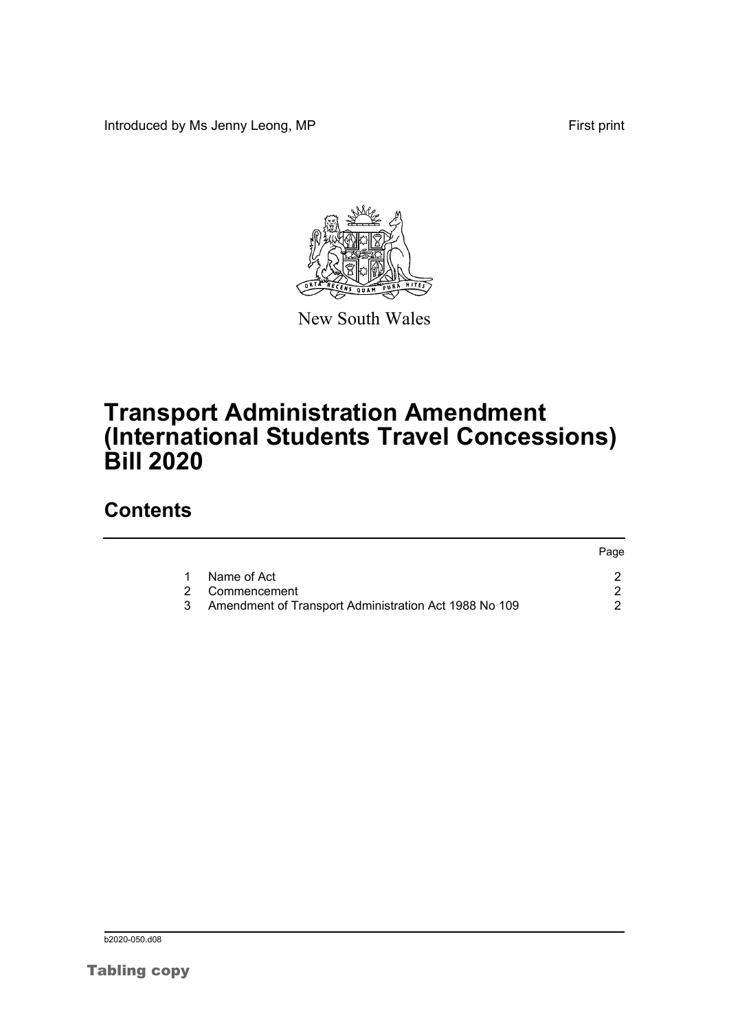Introduced by Ms Jenny Leong, MP

First print

New South Wales

# Transport Administration Amendment (International Students Travel Concessions) Bill 2020

## Contents

| | | Page |
|---|---|---|
| 1 | Name of Act | 2 |
| 2 | Commencement | 2 |
| 3 | Amendment of Transport Administration Act 1988 No 109 | 2 |

b2020-050.d08

Tabling copy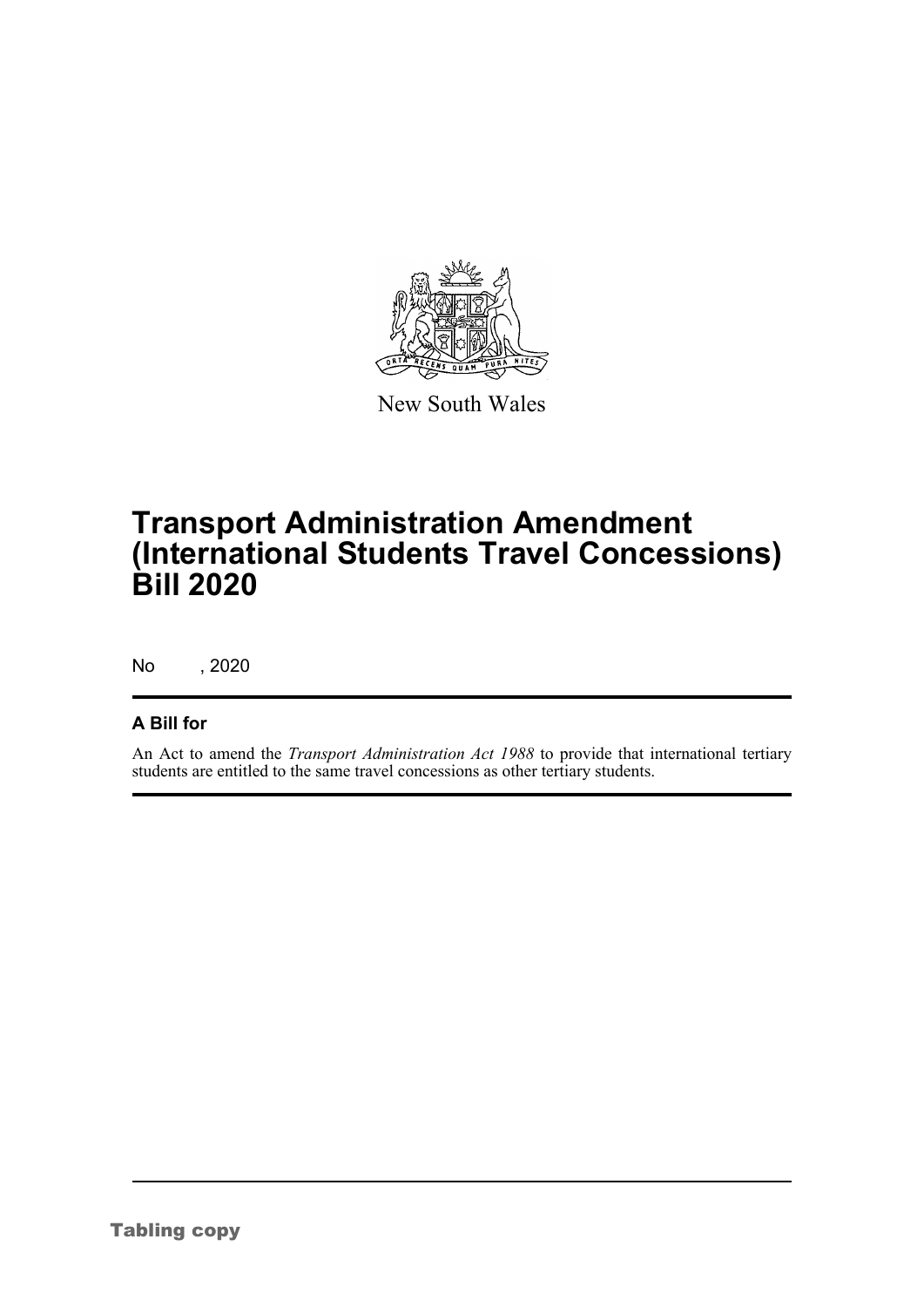New South Wales

# Transport Administration Amendment (International Students Travel Concessions) Bill 2020

No , 2020

## A Bill for

An Act to amend the *Transport Administration Act 1988* to provide that international tertiary students are entitled to the same travel concessions as other tertiary students.

Tabling copy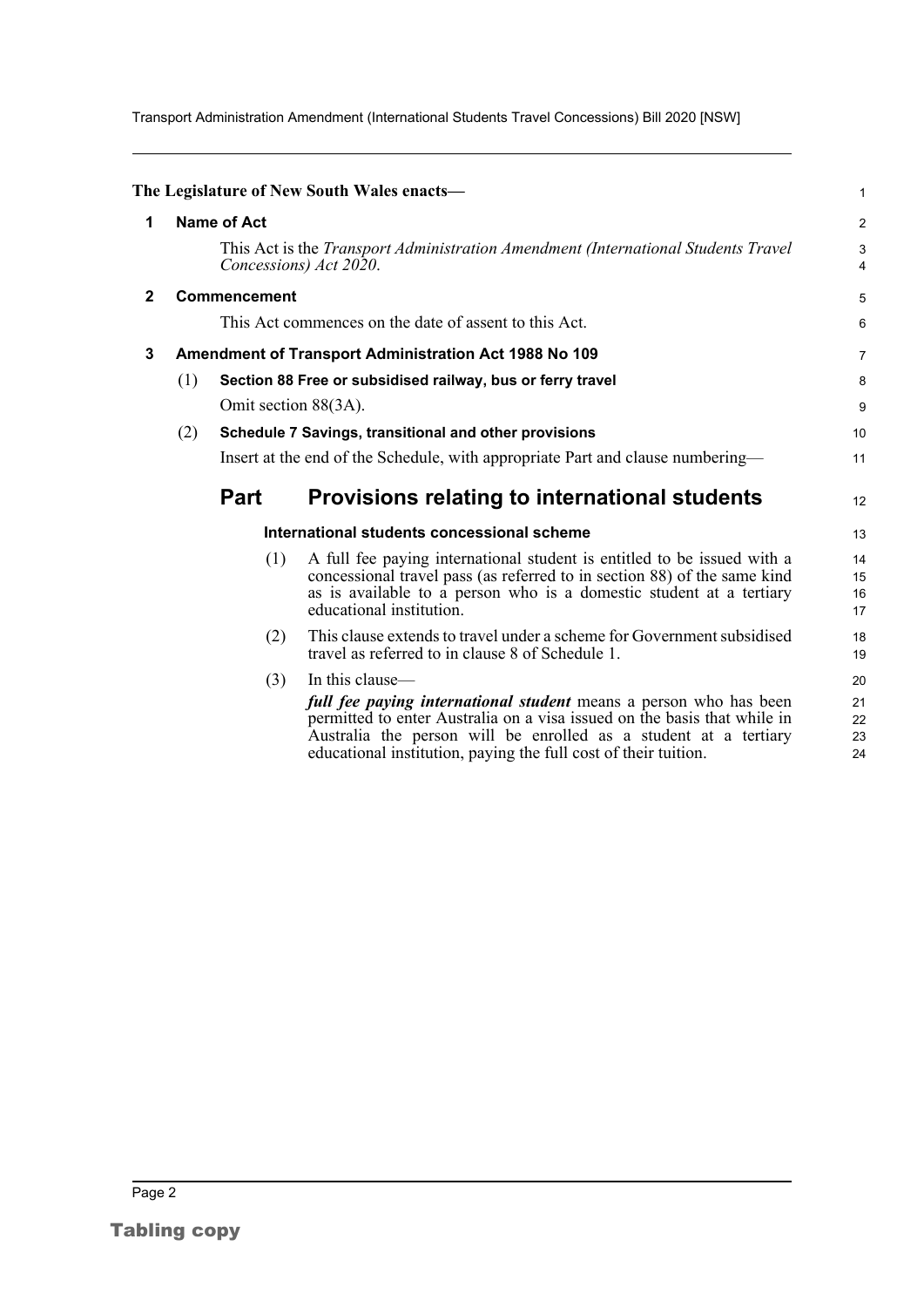The Legislature of New South Wales enacts—

## 1 Name of Act

This Act is the *Transport Administration Amendment (International Students Travel Concessions) Act 2020*.

## 2 Commencement

This Act commences on the date of assent to this Act.

## 3 Amendment of Transport Administration Act 1988 No 109

(1) **Section 88 Free or subsidised railway, bus or ferry travel**

Omit section 88(3A).

(2) **Schedule 7 Savings, transitional and other provisions**

Insert at the end of the Schedule, with appropriate Part and clause numbering—

## Part Provisions relating to international students

### International students concessional scheme

(1) A full fee paying international student is entitled to be issued with a concessional travel pass (as referred to in section 88) of the same kind as is available to a person who is a domestic student at a tertiary educational institution.

(2) This clause extends to travel under a scheme for Government subsidised travel as referred to in clause 8 of Schedule 1.

(3) In this clause—

***full fee paying international student*** means a person who has been permitted to enter Australia on a visa issued on the basis that while in Australia the person will be enrolled as a student at a tertiary educational institution, paying the full cost of their tuition.